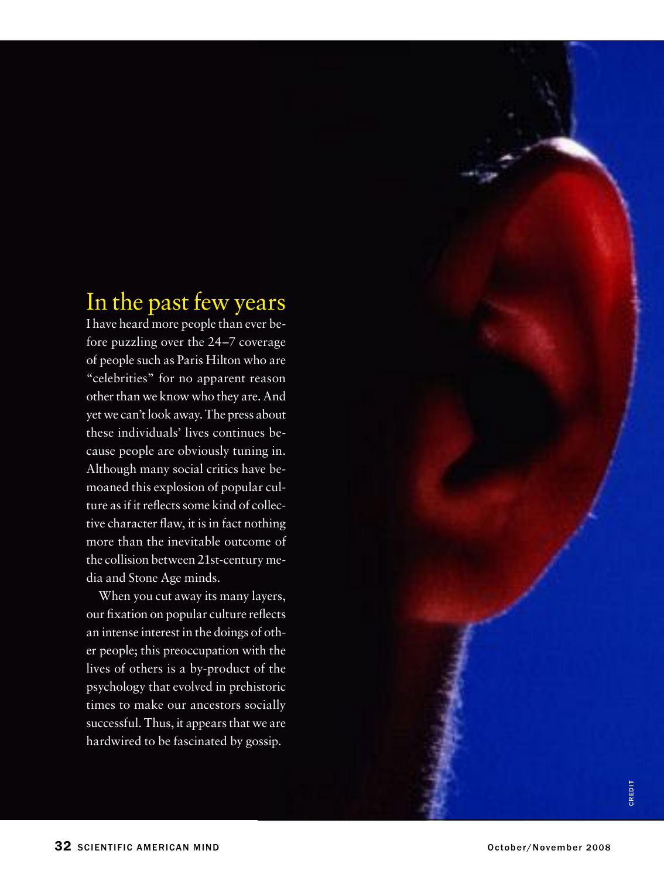# In the past few years

I have heard more people than ever before puzzling over the 24–7 coverage of people such as Paris Hilton who are "celebrities" for no apparent reason other than we know who they are. And yet we can't look away. The press about these individuals' lives continues because people are obviously tuning in. Although many social critics have bemoaned this explosion of popular culture as if it reflects some kind of collective character flaw, it is in fact nothing more than the inevitable outcome of the collision between 21st-century media and Stone Age minds.

When you cut away its many layers, our fixation on popular culture reflects an intense interest in the doings of other people; this preoccupation with the lives of others is a by-product of the psychology that evolved in prehistoric times to make our ancestors socially successful. Thus, it appears that we are hardwired to be fascinated by gossip.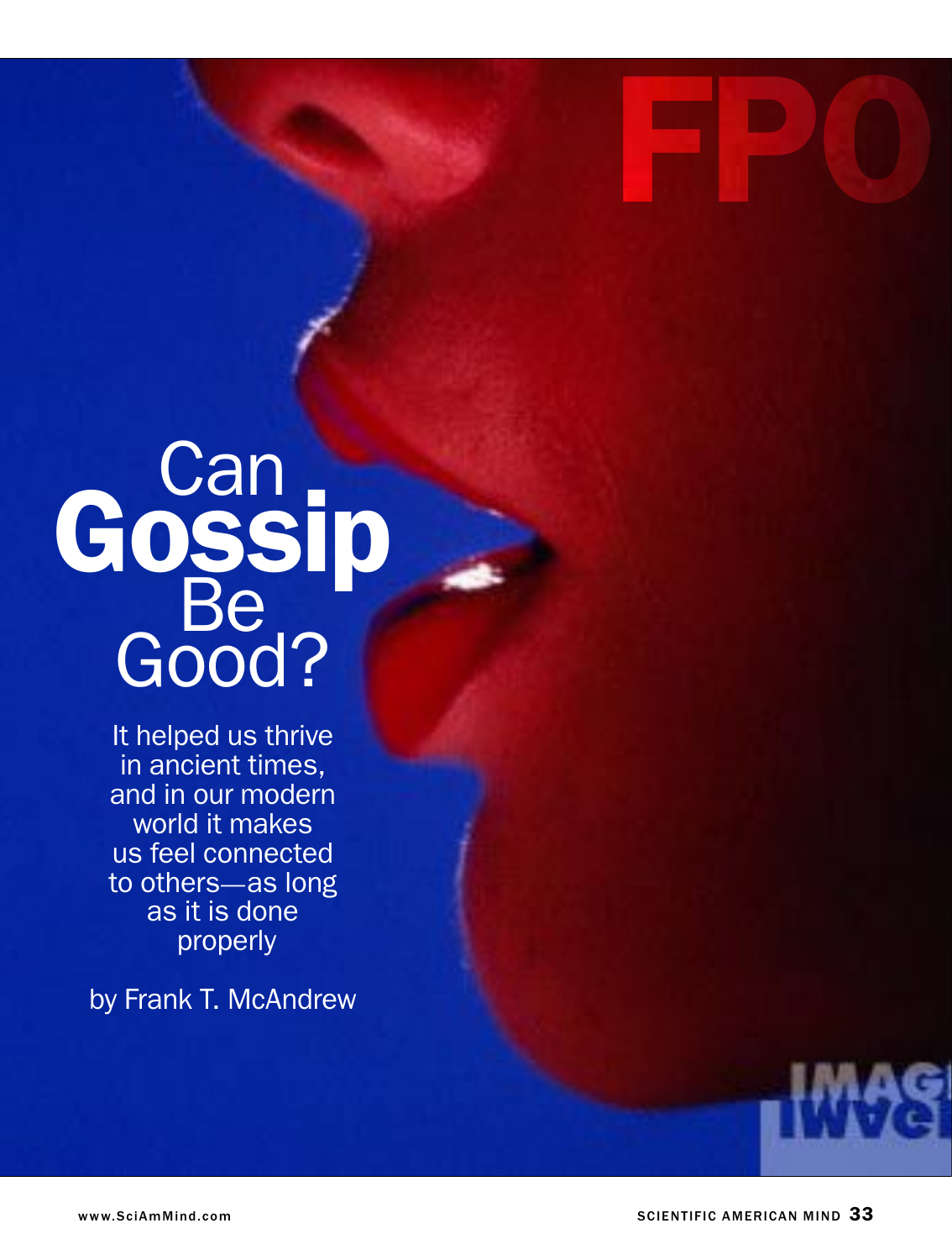# Can Gossip Be Good?

It helped us thrive in ancient times, and in our modern world it makes us feel connected to others—as long as it is done properly

by Frank T. McAndrew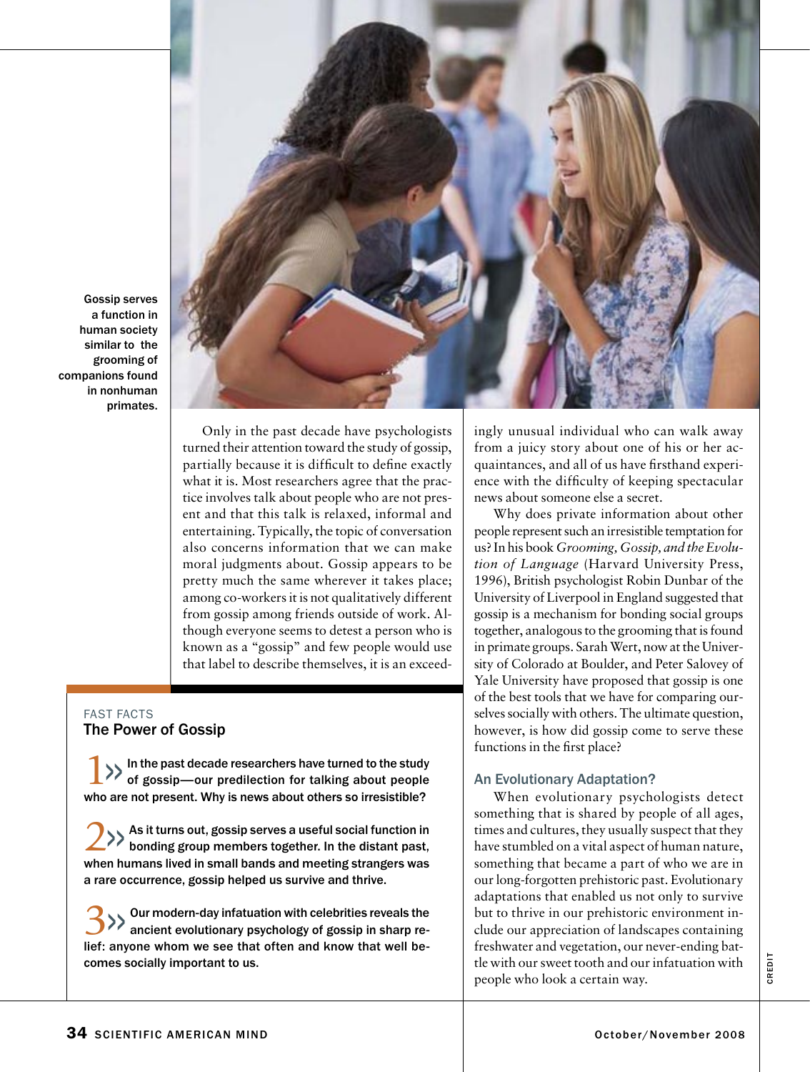Gossip serves a function in human society similar to the grooming of companions found in nonhuman primates.

Only in the past decade have psychologists turned their attention toward the study of gossip, partially because it is difficult to define exactly what it is. Most researchers agree that the practice involves talk about people who are not present and that this talk is relaxed, informal and entertaining. Typically, the topic of conversation also concerns information that we can make moral judgments about. Gossip appears to be pretty much the same wherever it takes place; among co-workers it is not qualitatively different from gossip among friends outside of work. Although everyone seems to detest a person who is known as a "gossip" and few people would use that label to describe themselves, it is an exceedingly unusual individual who can walk away from a juicy story about one of his or her acquaintances, and all of us have firsthand experience with the difficulty of keeping spectacular news about someone else a secret.

Why does private information about other people represent such an irresistible temptation for us? In his book *Grooming, Gossip, and the Evolution of Language* (Harvard University Press, 1996), British psychologist Robin Dunbar of the University of Liverpool in England suggested that gossip is a mechanism for bonding social groups together, analogous to the grooming that is found in primate groups. Sarah Wert, now at the University of Colorado at Boulder, and Peter Salovey of Yale University have proposed that gossip is one of the best tools that we have for comparing ourselves socially with others. The ultimate question, however, is how did gossip come to serve these functions in the first place?

## FAST FACTS
### The Power of Gossip

**1» In the past decade researchers have turned to the study of gossip—our predilection for talking about people who are not present. Why is news about others so irresistible?**

**2» As it turns out, gossip serves a useful social function in bonding group members together. In the distant past, when humans lived in small bands and meeting strangers was a rare occurrence, gossip helped us survive and thrive.**

**3» Our modern-day infatuation with celebrities reveals the ancient evolutionary psychology of gossip in sharp relief: anyone whom we see that often and know that well becomes socially important to us.**

### An Evolutionary Adaptation?

When evolutionary psychologists detect something that is shared by people of all ages, times and cultures, they usually suspect that they have stumbled on a vital aspect of human nature, something that became a part of who we are in our long-forgotten prehistoric past. Evolutionary adaptations that enabled us not only to survive but to thrive in our prehistoric environment include our appreciation of landscapes containing freshwater and vegetation, our never-ending battle with our sweet tooth and our infatuation with people who look a certain way.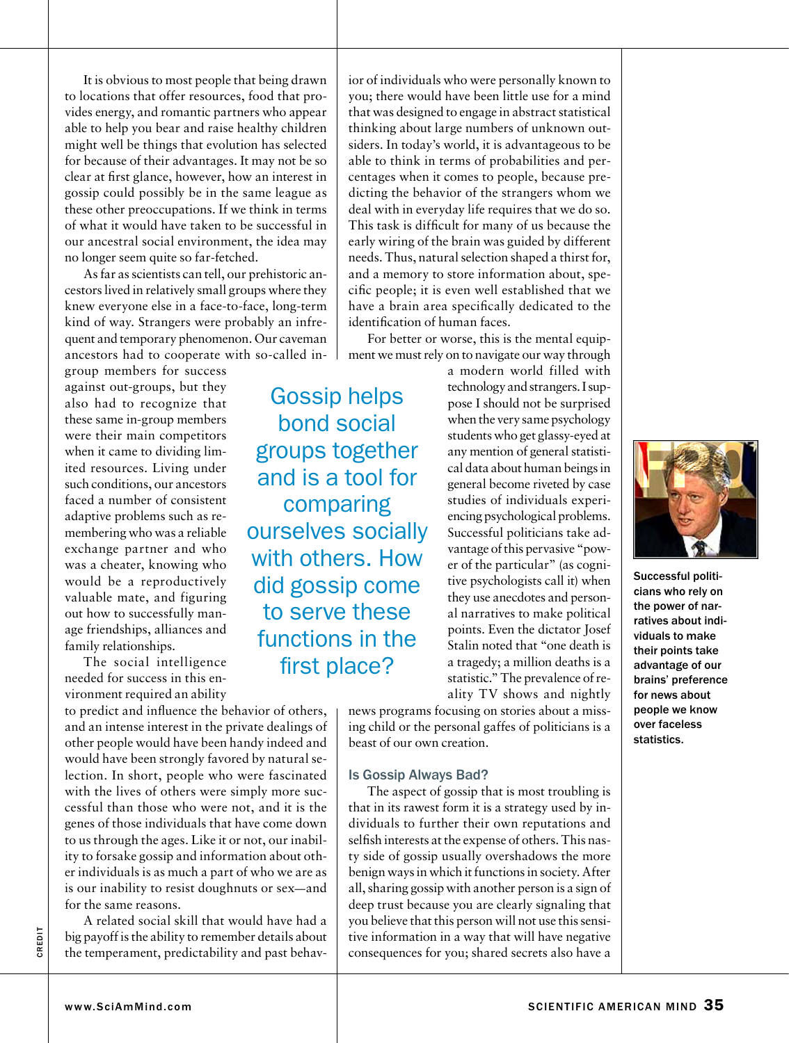It is obvious to most people that being drawn to locations that offer resources, food that provides energy, and romantic partners who appear able to help you bear and raise healthy children might well be things that evolution has selected for because of their advantages. It may not be so clear at first glance, however, how an interest in gossip could possibly be in the same league as these other preoccupations. If we think in terms of what it would have taken to be successful in our ancestral social environment, the idea may no longer seem quite so far-fetched.

As far as scientists can tell, our prehistoric ancestors lived in relatively small groups where they knew everyone else in a face-to-face, long-term kind of way. Strangers were probably an infrequent and temporary phenomenon. Our caveman ancestors had to cooperate with so-called in-group members for success against out-groups, but they also had to recognize that these same in-group members were their main competitors when it came to dividing limited resources. Living under such conditions, our ancestors faced a number of consistent adaptive problems such as remembering who was a reliable exchange partner and who was a cheater, knowing who would be a reproductively valuable mate, and figuring out how to successfully manage friendships, alliances and family relationships.

The social intelligence needed for success in this environment required an ability to predict and influence the behavior of others, and an intense interest in the private dealings of other people would have been handy indeed and would have been strongly favored by natural selection. In short, people who were fascinated with the lives of others were simply more successful than those who were not, and it is the genes of those individuals that have come down to us through the ages. Like it or not, our inability to forsake gossip and information about other individuals is as much a part of who we are as is our inability to resist doughnuts or sex—and for the same reasons.

A related social skill that would have had a big payoff is the ability to remember details about the temperament, predictability and past behavior of individuals who were personally known to you; there would have been little use for a mind that was designed to engage in abstract statistical thinking about large numbers of unknown outsiders. In today's world, it is advantageous to be able to think in terms of probabilities and percentages when it comes to people, because predicting the behavior of the strangers whom we deal with in everyday life requires that we do so. This task is difficult for many of us because the early wiring of the brain was guided by different needs. Thus, natural selection shaped a thirst for, and a memory to store information about, specific people; it is even well established that we have a brain area specifically dedicated to the identification of human faces.

For better or worse, this is the mental equipment we must rely on to navigate our way through a modern world filled with technology and strangers. I suppose I should not be surprised when the very same psychology students who get glassy-eyed at any mention of general statistical data about human beings in general become riveted by case studies of individuals experiencing psychological problems. Successful politicians take advantage of this pervasive "power of the particular" (as cognitive psychologists call it) when they use anecdotes and personal narratives to make political points. Even the dictator Josef Stalin noted that "one death is a tragedy; a million deaths is a statistic." The prevalence of reality TV shows and nightly news programs focusing on stories about a missing child or the personal gaffes of politicians is a beast of our own creation.

> Gossip helps bond social groups together and is a tool for comparing ourselves socially with others. How did gossip come to serve these functions in the first place?

Successful politicians who rely on the power of narratives about individuals to make their points take advantage of our brains' preference for news about people we know over faceless statistics.

### Is Gossip Always Bad?

The aspect of gossip that is most troubling is that in its rawest form it is a strategy used by individuals to further their own reputations and selfish interests at the expense of others. This nasty side of gossip usually overshadows the more benign ways in which it functions in society. After all, sharing gossip with another person is a sign of deep trust because you are clearly signaling that you believe that this person will not use this sensitive information in a way that will have negative consequences for you; shared secrets also have a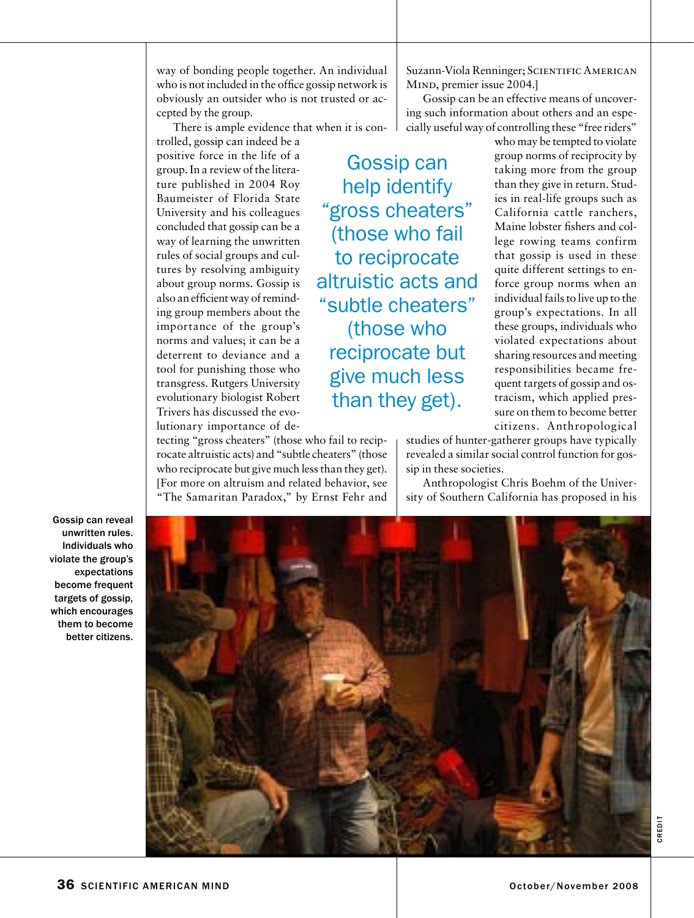way of bonding people together. An individual who is not included in the office gossip network is obviously an outsider who is not trusted or accepted by the group.

There is ample evidence that when it is controlled, gossip can indeed be a positive force in the life of a group. In a review of the literature published in 2004 Roy Baumeister of Florida State University and his colleagues concluded that gossip can be a way of learning the unwritten rules of social groups and cultures by resolving ambiguity about group norms. Gossip is also an efficient way of reminding group members about the importance of the group's norms and values; it can be a deterrent to deviance and a tool for punishing those who transgress. Rutgers University evolutionary biologist Robert Trivers has discussed the evolutionary importance of detecting "gross cheaters" (those who fail to reciprocate altruistic acts) and "subtle cheaters" (those who reciprocate but give much less than they get). [For more on altruism and related behavior, see "The Samaritan Paradox," by Ernst Fehr and Suzann-Viola Renninger; Scientific American Mind, premier issue 2004.]

Gossip can be an effective means of uncovering such information about others and an especially useful way of controlling these "free riders" who may be tempted to violate group norms of reciprocity by taking more from the group than they give in return. Studies in real-life groups such as California cattle ranchers, Maine lobster fishers and college rowing teams confirm that gossip is used in these quite different settings to enforce group norms when an individual fails to live up to the group's expectations. In all these groups, individuals who violated expectations about sharing resources and meeting responsibilities became frequent targets of gossip and ostracism, which applied pressure on them to become better citizens. Anthropological studies of hunter-gatherer groups have typically revealed a similar social control function for gossip in these societies.

Anthropologist Chris Boehm of the University of Southern California has proposed in his

> Gossip can help identify "gross cheaters" (those who fail to reciprocate altruistic acts and "subtle cheaters" (those who reciprocate but give much less than they get).

Gossip can reveal unwritten rules. Individuals who violate the group's expectations become frequent targets of gossip, which encourages them to become better citizens.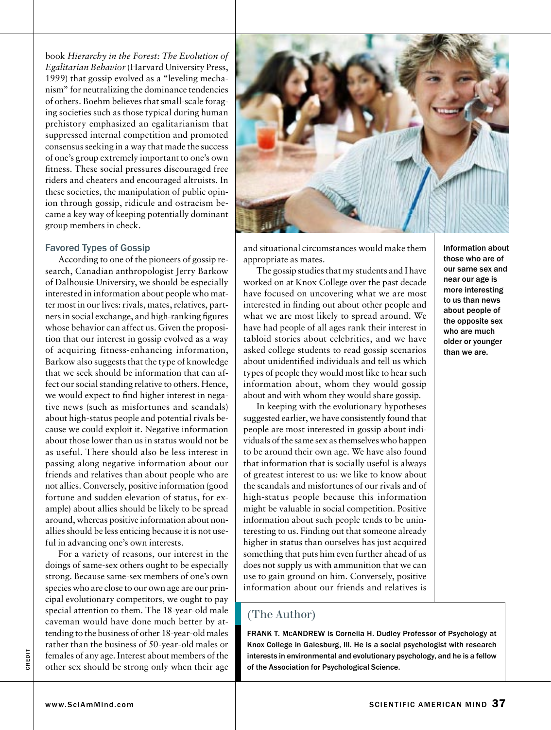book *Hierarchy in the Forest: The Evolution of Egalitarian Behavior* (Harvard University Press, 1999) that gossip evolved as a "leveling mechanism" for neutralizing the dominance tendencies of others. Boehm believes that small-scale foraging societies such as those typical during human prehistory emphasized an egalitarianism that suppressed internal competition and promoted consensus seeking in a way that made the success of one's group extremely important to one's own fitness. These social pressures discouraged free riders and cheaters and encouraged altruists. In these societies, the manipulation of public opinion through gossip, ridicule and ostracism became a key way of keeping potentially dominant group members in check.

### Favored Types of Gossip

According to one of the pioneers of gossip research, Canadian anthropologist Jerry Barkow of Dalhousie University, we should be especially interested in information about people who matter most in our lives: rivals, mates, relatives, partners in social exchange, and high-ranking figures whose behavior can affect us. Given the proposition that our interest in gossip evolved as a way of acquiring fitness-enhancing information, Barkow also suggests that the type of knowledge that we seek should be information that can affect our social standing relative to others. Hence, we would expect to find higher interest in negative news (such as misfortunes and scandals) about high-status people and potential rivals because we could exploit it. Negative information about those lower than us in status would not be as useful. There should also be less interest in passing along negative information about our friends and relatives than about people who are not allies. Conversely, positive information (good fortune and sudden elevation of status, for example) about allies should be likely to be spread around, whereas positive information about nonallies should be less enticing because it is not useful in advancing one's own interests.

For a variety of reasons, our interest in the doings of same-sex others ought to be especially strong. Because same-sex members of one's own species who are close to our own age are our principal evolutionary competitors, we ought to pay special attention to them. The 18-year-old male caveman would have done much better by attending to the business of other 18-year-old males rather than the business of 50-year-old males or females of any age. Interest about members of the other sex should be strong only when their age and situational circumstances would make them appropriate as mates.

The gossip studies that my students and I have worked on at Knox College over the past decade have focused on uncovering what we are most interested in finding out about other people and what we are most likely to spread around. We have had people of all ages rank their interest in tabloid stories about celebrities, and we have asked college students to read gossip scenarios about unidentified individuals and tell us which types of people they would most like to hear such information about, whom they would gossip about and with whom they would share gossip.

In keeping with the evolutionary hypotheses suggested earlier, we have consistently found that people are most interested in gossip about individuals of the same sex as themselves who happen to be around their own age. We have also found that information that is socially useful is always of greatest interest to us: we like to know about the scandals and misfortunes of our rivals and of high-status people because this information might be valuable in social competition. Positive information about such people tends to be uninteresting to us. Finding out that someone already higher in status than ourselves has just acquired something that puts him even further ahead of us does not supply us with ammunition that we can use to gain ground on him. Conversely, positive information about our friends and relatives is

**Information about those who are of our same sex and near our age is more interesting to us than news about people of the opposite sex who are much older or younger than we are.**

## (The Author)

FRANK T. McANDREW is Cornelia H. Dudley Professor of Psychology at Knox College in Galesburg, Ill. He is a social psychologist with research interests in environmental and evolutionary psychology, and he is a fellow of the Association for Psychological Science.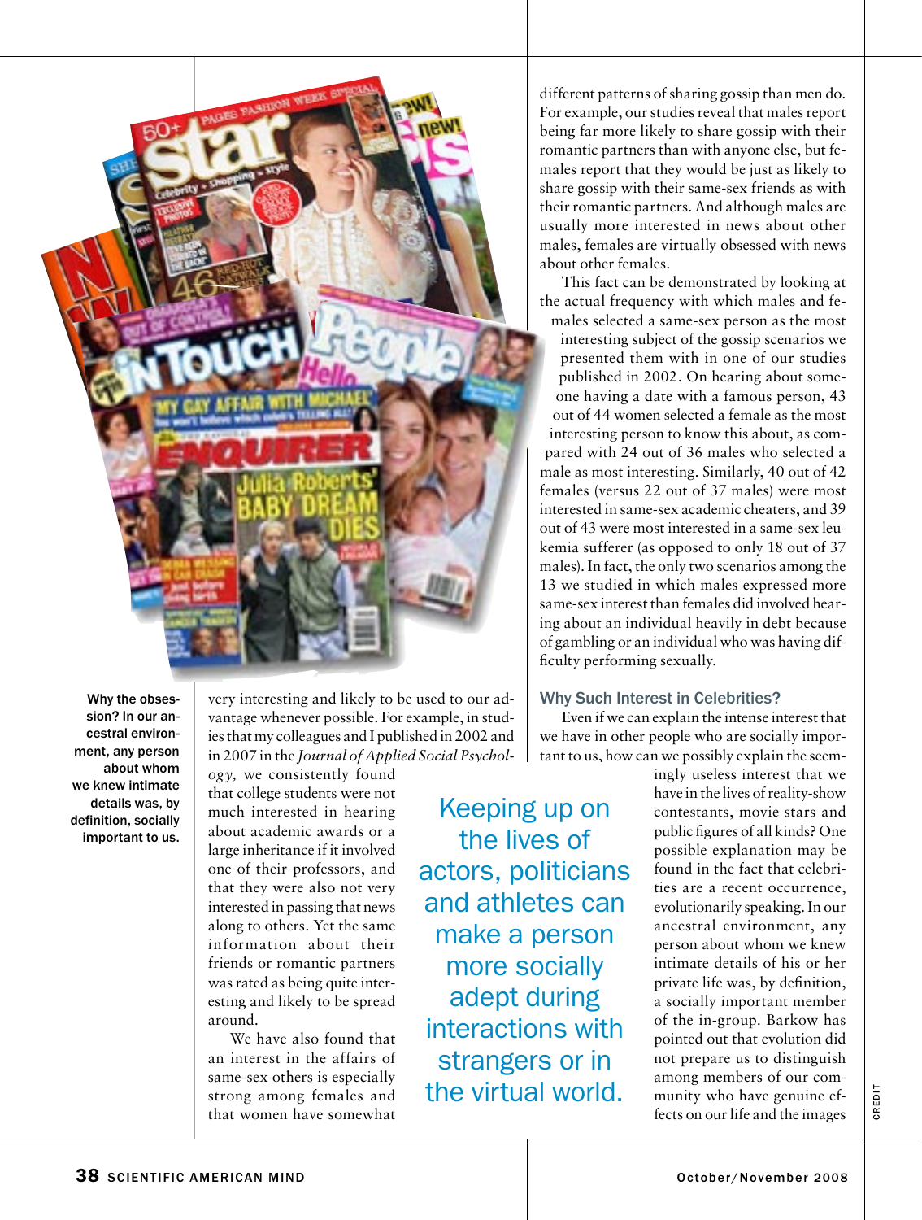Why the obsession? In our ancestral environment, any person about whom we knew intimate details was, by definition, socially important to us.

very interesting and likely to be used to our advantage whenever possible. For example, in studies that my colleagues and I published in 2002 and in 2007 in the *Journal of Applied Social Psychology,* we consistently found that college students were not much interested in hearing about academic awards or a large inheritance if it involved one of their professors, and that they were also not very interested in passing that news along to others. Yet the same information about their friends or romantic partners was rated as being quite interesting and likely to be spread around.

We have also found that an interest in the affairs of same-sex others is especially strong among females and that women have somewhat different patterns of sharing gossip than men do. For example, our studies reveal that males report being far more likely to share gossip with their romantic partners than with anyone else, but females report that they would be just as likely to share gossip with their same-sex friends as with their romantic partners. And although males are usually more interested in news about other males, females are virtually obsessed with news about other females.

This fact can be demonstrated by looking at the actual frequency with which males and females selected a same-sex person as the most interesting subject of the gossip scenarios we presented them with in one of our studies published in 2002. On hearing about someone having a date with a famous person, 43 out of 44 women selected a female as the most interesting person to know this about, as compared with 24 out of 36 males who selected a male as most interesting. Similarly, 40 out of 42 females (versus 22 out of 37 males) were most interested in same-sex academic cheaters, and 39 out of 43 were most interested in a same-sex leukemia sufferer (as opposed to only 18 out of 37 males). In fact, the only two scenarios among the 13 we studied in which males expressed more same-sex interest than females did involved hearing about an individual heavily in debt because of gambling or an individual who was having difficulty performing sexually.

Keeping up on the lives of actors, politicians and athletes can make a person more socially adept during interactions with strangers or in the virtual world.

### Why Such Interest in Celebrities?

Even if we can explain the intense interest that we have in other people who are socially important to us, how can we possibly explain the seemingly useless interest that we have in the lives of reality-show contestants, movie stars and public figures of all kinds? One possible explanation may be found in the fact that celebrities are a recent occurrence, evolutionarily speaking. In our ancestral environment, any person about whom we knew intimate details of his or her private life was, by definition, a socially important member of the in-group. Barkow has pointed out that evolution did not prepare us to distinguish among members of our community who have genuine effects on our life and the images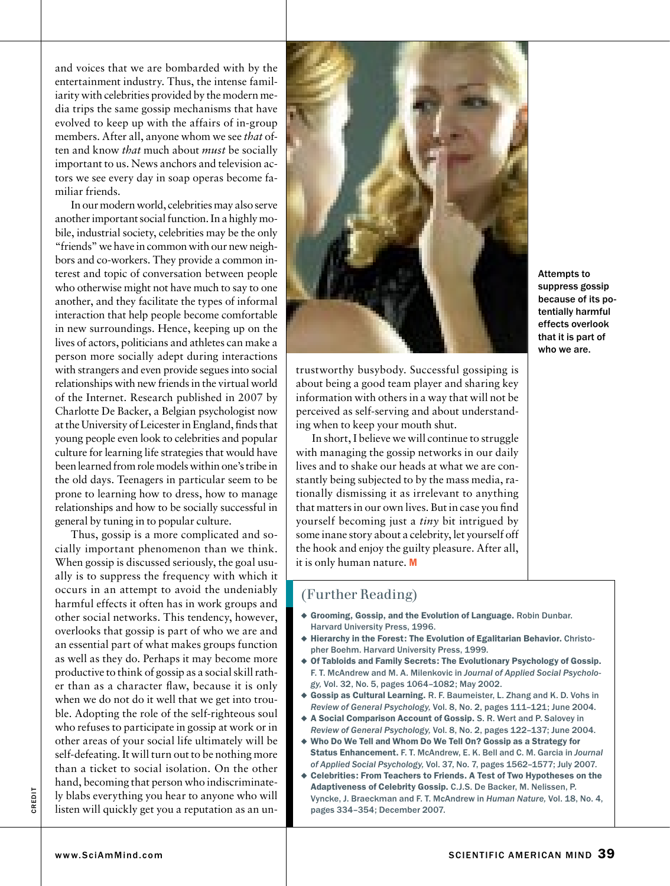and voices that we are bombarded with by the entertainment industry. Thus, the intense familiarity with celebrities provided by the modern media trips the same gossip mechanisms that have evolved to keep up with the affairs of in-group members. After all, anyone whom we see *that* often and know *that* much about *must* be socially important to us. News anchors and television actors we see every day in soap operas become familiar friends.

In our modern world, celebrities may also serve another important social function. In a highly mobile, industrial society, celebrities may be the only "friends" we have in common with our new neighbors and co-workers. They provide a common interest and topic of conversation between people who otherwise might not have much to say to one another, and they facilitate the types of informal interaction that help people become comfortable in new surroundings. Hence, keeping up on the lives of actors, politicians and athletes can make a person more socially adept during interactions with strangers and even provide segues into social relationships with new friends in the virtual world of the Internet. Research published in 2007 by Charlotte De Backer, a Belgian psychologist now at the University of Leicester in England, finds that young people even look to celebrities and popular culture for learning life strategies that would have been learned from role models within one's tribe in the old days. Teenagers in particular seem to be prone to learning how to dress, how to manage relationships and how to be socially successful in general by tuning in to popular culture.

Thus, gossip is a more complicated and socially important phenomenon than we think. When gossip is discussed seriously, the goal usually is to suppress the frequency with which it occurs in an attempt to avoid the undeniably harmful effects it often has in work groups and other social networks. This tendency, however, overlooks that gossip is part of who we are and an essential part of what makes groups function as well as they do. Perhaps it may become more productive to think of gossip as a social skill rather than as a character flaw, because it is only when we do not do it well that we get into trouble. Adopting the role of the self-righteous soul who refuses to participate in gossip at work or in other areas of your social life ultimately will be self-defeating. It will turn out to be nothing more than a ticket to social isolation. On the other hand, becoming that person who indiscriminately blabs everything you hear to anyone who will listen will quickly get you a reputation as an untrustworthy busybody. Successful gossiping is about being a good team player and sharing key information with others in a way that will not be perceived as self-serving and about understanding when to keep your mouth shut.

In short, I believe we will continue to struggle with managing the gossip networks in our daily lives and to shake our heads at what we are constantly being subjected to by the mass media, rationally dismissing it as irrelevant to anything that matters in our own lives. But in case you find yourself becoming just a *tiny* bit intrigued by some inane story about a celebrity, let yourself off the hook and enjoy the guilty pleasure. After all, it is only human nature. M

Attempts to suppress gossip because of its potentially harmful effects overlook that it is part of who we are.

## (Further Reading)

- **Grooming, Gossip, and the Evolution of Language.** Robin Dunbar. Harvard University Press, 1996.
- **Hierarchy in the Forest: The Evolution of Egalitarian Behavior.** Christopher Boehm. Harvard University Press, 1999.
- **Of Tabloids and Family Secrets: The Evolutionary Psychology of Gossip.** F. T. McAndrew and M. A. Milenkovic in *Journal of Applied Social Psychology,* Vol. 32, No. 5, pages 1064–1082; May 2002.
- **Gossip as Cultural Learning.** R. F. Baumeister, L. Zhang and K. D. Vohs in *Review of General Psychology,* Vol. 8, No. 2, pages 111–121; June 2004.
- **A Social Comparison Account of Gossip.** S. R. Wert and P. Salovey in *Review of General Psychology,* Vol. 8, No. 2, pages 122–137; June 2004.
- **Who Do We Tell and Whom Do We Tell On? Gossip as a Strategy for Status Enhancement.** F. T. McAndrew, E. K. Bell and C. M. Garcia in *Journal of Applied Social Psychology,* Vol. 37, No. 7, pages 1562–1577; July 2007.
- **Celebrities: From Teachers to Friends. A Test of Two Hypotheses on the Adaptiveness of Celebrity Gossip.** C.J.S. De Backer, M. Nelissen, P. Vyncke, J. Braeckman and F. T. McAndrew in *Human Nature,* Vol. 18, No. 4, pages 334–354; December 2007.